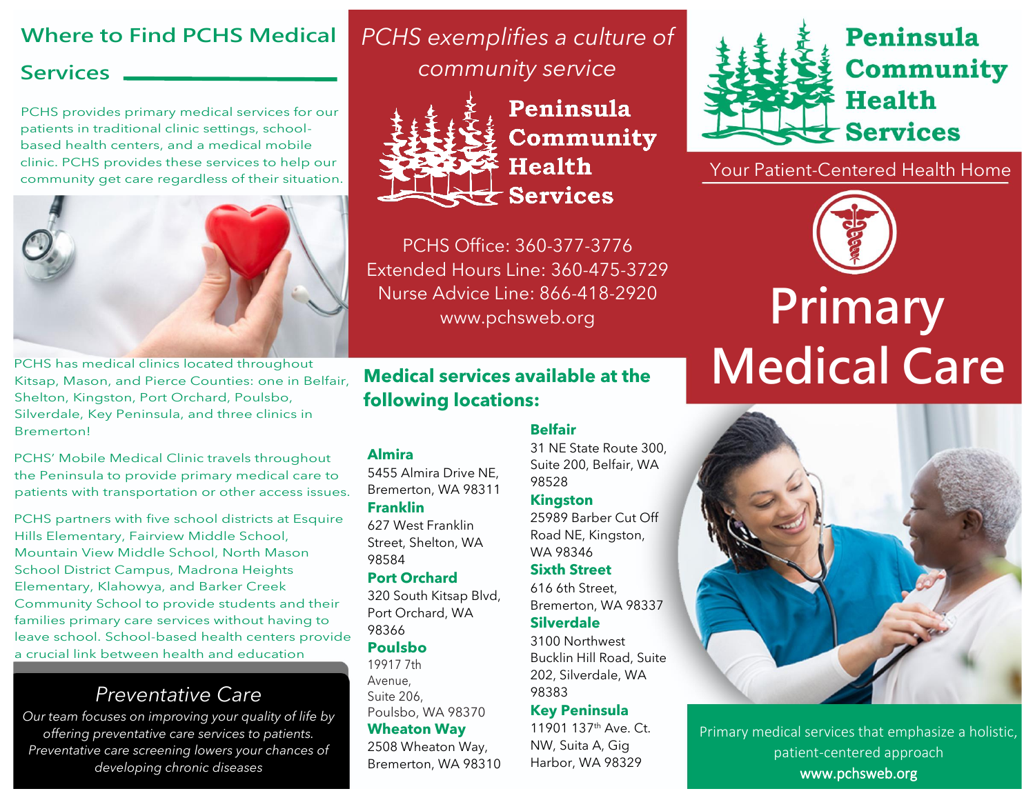## Where to Find PCHS Medical Services

PCHS provides primary medical services for our patients in traditional clinic settings, school-based health centers, and a medical mobile clinic. PCHS provides these services to help our community get care regardless of their situation.

PCHS has medical clinics located throughout Kitsap, Mason, and Pierce Counties: one in Belfair, Shelton, Kingston, Port Orchard, Poulsbo, Silverdale, Key Peninsula, and three clinics in Bremerton!

PCHS' Mobile Medical Clinic travels throughout the Peninsula to provide primary medical care to patients with transportation or other access issues.

PCHS partners with five school districts at Esquire Hills Elementary, Fairview Middle School, Mountain View Middle School, North Mason School District Campus, Madrona Heights Elementary, Klahowya, and Barker Creek Community School to provide students and their families primary care services without having to leave school. School-based health centers provide a crucial link between health and education

### Preventative Care

*Our team focuses on improving your quality of life by offering preventative care services to patients. Preventative care screening lowers your chances of developing chronic diseases*

*PCHS exemplifies a culture of community service*

**Peninsula Community Health Services**

PCHS Office: 360-377-3776
Extended Hours Line: 360-475-3729
Nurse Advice Line: 866-418-2920
www.pchsweb.org

### Medical services available at the following locations:

**Almira**
5455 Almira Drive NE, Bremerton, WA 98311

**Franklin**
627 West Franklin Street, Shelton, WA 98584

**Port Orchard**
320 South Kitsap Blvd, Port Orchard, WA 98366

**Poulsbo**
19917 7th Avenue, Suite 206, Poulsbo, WA 98370

**Wheaton Way**
2508 Wheaton Way, Bremerton, WA 98310

**Belfair**
31 NE State Route 300, Suite 200, Belfair, WA 98528

**Kingston**
25989 Barber Cut Off Road NE, Kingston, WA 98346

**Sixth Street**
616 6th Street, Bremerton, WA 98337

**Silverdale**
3100 Northwest Bucklin Hill Road, Suite 202, Silverdale, WA 98383

**Key Peninsula**
11901 137th Ave. Ct. NW, Suita A, Gig Harbor, WA 98329

# Peninsula Community Health Services

Your Patient-Centered Health Home

# Primary Medical Care

Primary medical services that emphasize a holistic, patient-centered approach
**www.pchsweb.org**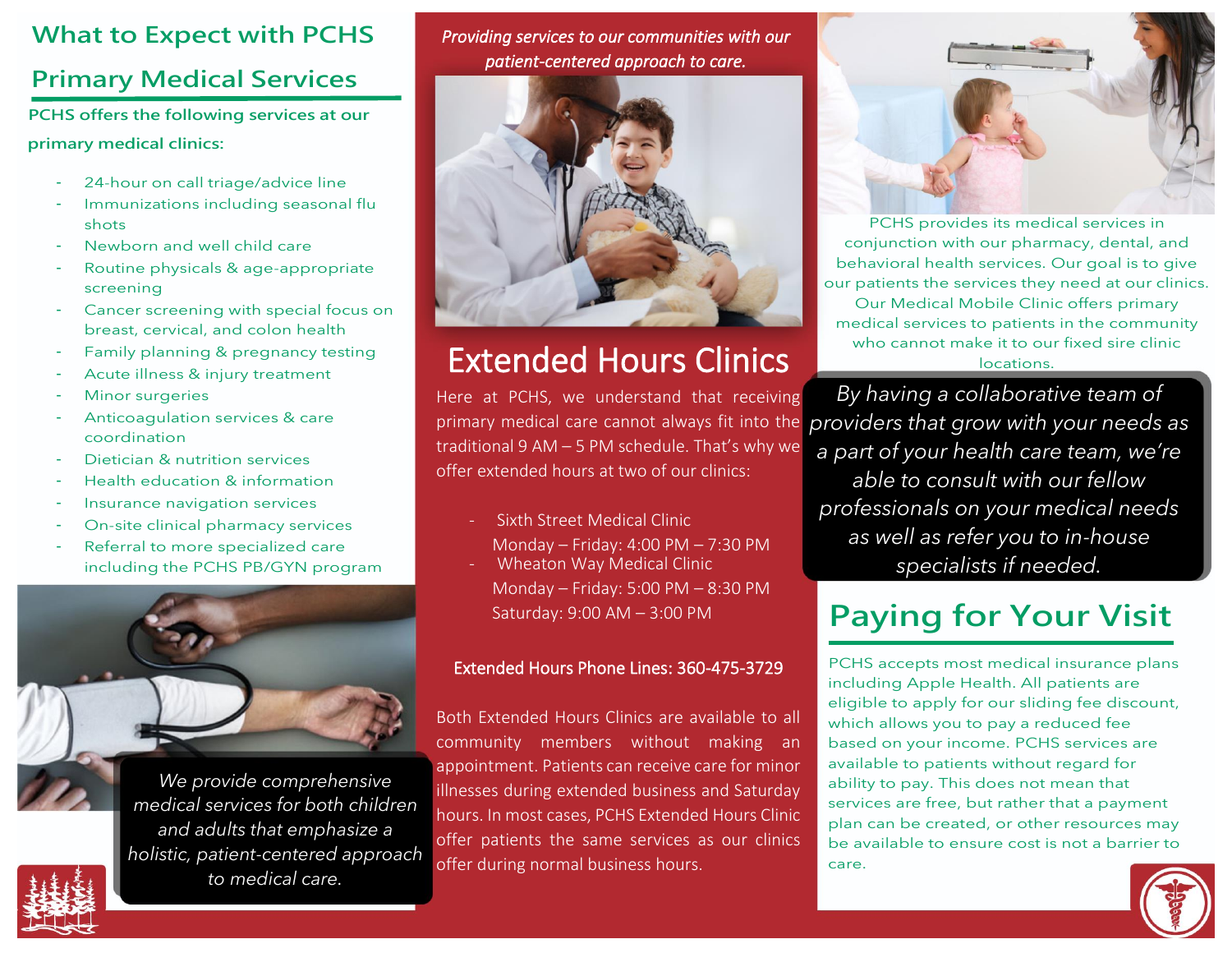## What to Expect with PCHS Primary Medical Services

**PCHS offers the following services at our primary medical clinics:**

- 24-hour on call triage/advice line
- Immunizations including seasonal flu shots
- Newborn and well child care
- Routine physicals & age-appropriate screening
- Cancer screening with special focus on breast, cervical, and colon health
- Family planning & pregnancy testing
- Acute illness & injury treatment
- Minor surgeries
- Anticoagulation services & care coordination
- Dietician & nutrition services
- Health education & information
- Insurance navigation services
- On-site clinical pharmacy services
- Referral to more specialized care including the PCHS PB/GYN program

*We provide comprehensive medical services for both children and adults that emphasize a holistic, patient-centered approach to medical care.*

*Providing services to our communities with our patient-centered approach to care.*

# Extended Hours Clinics

Here at PCHS, we understand that receiving primary medical care cannot always fit into the traditional 9 AM – 5 PM schedule. That's why we offer extended hours at two of our clinics:

- Sixth Street Medical Clinic
  Monday – Friday: 4:00 PM – 7:30 PM
- Wheaton Way Medical Clinic
  Monday – Friday: 5:00 PM – 8:30 PM
  Saturday: 9:00 AM – 3:00 PM

Extended Hours Phone Lines: 360-475-3729

Both Extended Hours Clinics are available to all community members without making an appointment. Patients can receive care for minor illnesses during extended business and Saturday hours. In most cases, PCHS Extended Hours Clinic offer patients the same services as our clinics offer during normal business hours.

PCHS provides its medical services in conjunction with our pharmacy, dental, and behavioral health services. Our goal is to give our patients the services they need at our clinics. Our Medical Mobile Clinic offers primary medical services to patients in the community who cannot make it to our fixed sire clinic locations.

*By having a collaborative team of providers that grow with your needs as a part of your health care team, we're able to consult with our fellow professionals on your medical needs as well as refer you to in-house specialists if needed.*

## Paying for Your Visit

PCHS accepts most medical insurance plans including Apple Health. All patients are eligible to apply for our sliding fee discount, which allows you to pay a reduced fee based on your income. PCHS services are available to patients without regard for ability to pay. This does not mean that services are free, but rather that a payment plan can be created, or other resources may be available to ensure cost is not a barrier to care.